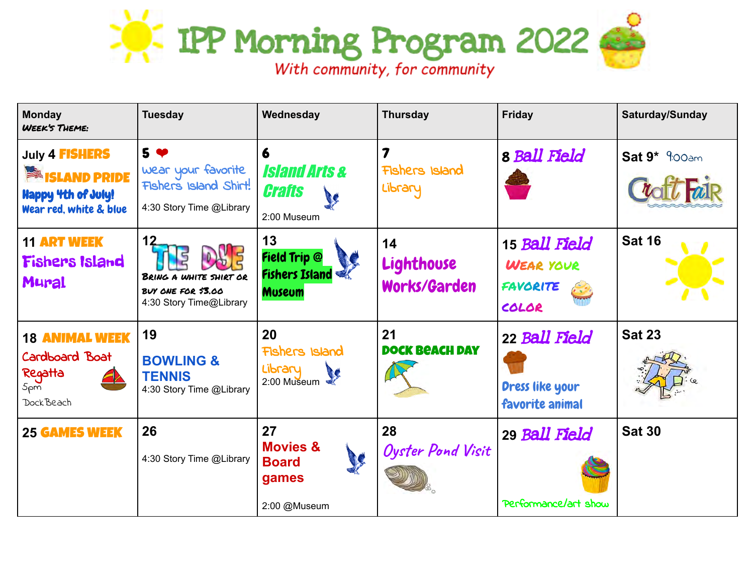# IPP Morning Program 2022

*With community, for community*

| Monday<br>Week's Theme: | Tuesday | Wednesday | Thursday | Friday | Saturday/Sunday |
|---|---|---|---|---|---|
| July 4 FISHERS ISLAND PRIDE<br>Happy 4th of July!<br>Wear red, white & blue | 5<br>wear your favorite Fishers Island Shirt!<br>4:30 Story Time @Library | 6<br>Island Arts & Crafts<br>2:00 Museum | 7<br>Fishers Island Library | 8 Ball Field | Sat 9* 9:00am<br>Craft Fair |
| 11 ART WEEK<br>Fishers Island Mural | 12<br>TIE DYE<br>Bring a white shirt or buy one for $3.00<br>4:30 Story Time@Library | 13<br>Field Trip @ Fishers Island Museum | 14<br>Lighthouse Works/Garden | 15 Ball Field<br>Wear your favorite color | Sat 16 |
| 18 ANIMAL WEEK<br>Cardboard Boat Regatta<br>5pm<br>Dock Beach | 19<br>BOWLING & TENNIS<br>4:30 Story Time @Library | 20<br>Fishers Island Library<br>2:00 Museum | 21<br>DOCK BEACH DAY | 22 Ball Field<br>Dress like your favorite animal | Sat 23 |
| 25 GAMES WEEK | 26<br>4:30 Story Time @Library | 27<br>Movies & Board games<br>2:00 @Museum | 28<br>Oyster Pond Visit | 29 Ball Field<br>Performance/art show | Sat 30 |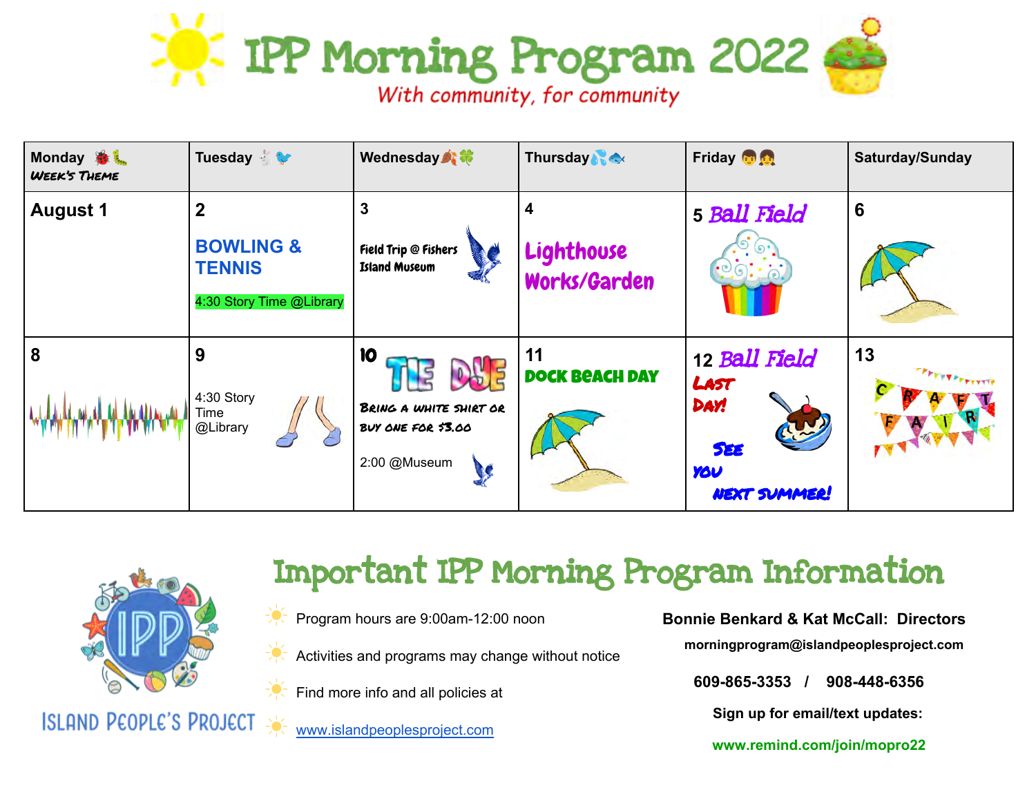# IPP Morning Program 2022

*With community, for community*

| Monday *Week's Theme* | Tuesday | Wednesday | Thursday | Friday | Saturday/Sunday |
|---|---|---|---|---|---|
| August 1 | 2 BOWLING & TENNIS 4:30 Story Time @Library | 3 Field Trip @ Fishers Island Museum | 4 Lighthouse Works/Garden | 5 Ball Field | 6 |
| 8 | 9 4:30 Story Time @Library | 10 TIE DYE Bring a white shirt or buy one for $3.00 2:00 @Museum | 11 DOCK BEACH DAY | 12 Ball Field Last Day! See you next summer! | 13 CRAFT FAIR |

## Important IPP Morning Program Information

- Program hours are 9:00am-12:00 noon
- Activities and programs may change without notice
- Find more info and all policies at
- www.islandpeoplesproject.com

ISLAND PEOPLE'S PROJECT

**Bonnie Benkard & Kat McCall: Directors**

**morningprogram@islandpeoplesproject.com**

**609-865-3353 / 908-448-6356**

**Sign up for email/text updates:**

**www.remind.com/join/mopro22**